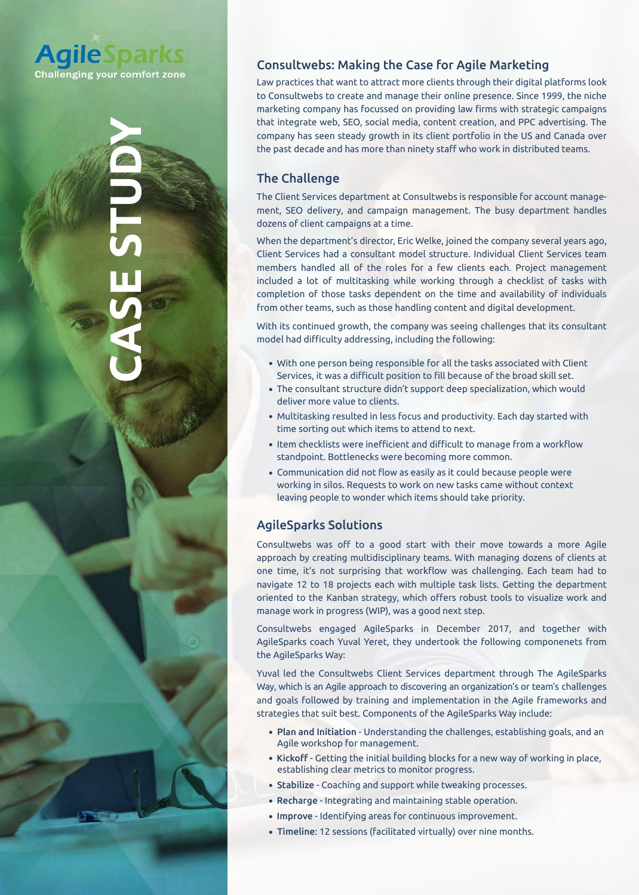AgileSparks
Challenging your comfort zone

CASE STUDY

## Consultwebs: Making the Case for Agile Marketing

Law practices that want to attract more clients through their digital platforms look to Consultwebs to create and manage their online presence. Since 1999, the niche marketing company has focussed on providing law firms with strategic campaigns that integrate web, SEO, social media, content creation, and PPC advertising. The company has seen steady growth in its client portfolio in the US and Canada over the past decade and has more than ninety staff who work in distributed teams.

## The Challenge

The Client Services department at Consultwebs is responsible for account management, SEO delivery, and campaign management. The busy department handles dozens of client campaigns at a time.

When the department's director, Eric Welke, joined the company several years ago, Client Services had a consultant model structure. Individual Client Services team members handled all of the roles for a few clients each. Project management included a lot of multitasking while working through a checklist of tasks with completion of those tasks dependent on the time and availability of individuals from other teams, such as those handling content and digital development.

With its continued growth, the company was seeing challenges that its consultant model had difficulty addressing, including the following:

- With one person being responsible for all the tasks associated with Client Services, it was a difficult position to fill because of the broad skill set.
- The consultant structure didn't support deep specialization, which would deliver more value to clients.
- Multitasking resulted in less focus and productivity. Each day started with time sorting out which items to attend to next.
- Item checklists were inefficient and difficult to manage from a workflow standpoint. Bottlenecks were becoming more common.
- Communication did not flow as easily as it could because people were working in silos. Requests to work on new tasks came without context leaving people to wonder which items should take priority.

## AgileSparks Solutions

Consultwebs was off to a good start with their move towards a more Agile approach by creating multidisciplinary teams. With managing dozens of clients at one time, it's not surprising that workflow was challenging. Each team had to navigate 12 to 18 projects each with multiple task lists. Getting the department oriented to the Kanban strategy, which offers robust tools to visualize work and manage work in progress (WIP), was a good next step.

Consultwebs engaged AgileSparks in December 2017, and together with AgileSparks coach Yuval Yeret, they undertook the following componenets from the AgileSparks Way:

Yuval led the Consultwebs Client Services department through The AgileSparks Way, which is an Agile approach to discovering an organization's or team's challenges and goals followed by training and implementation in the Agile frameworks and strategies that suit best. Components of the AgileSparks Way include:

- **Plan and Initiation** - Understanding the challenges, establishing goals, and an Agile workshop for management.
- **Kickoff** - Getting the initial building blocks for a new way of working in place, establishing clear metrics to monitor progress.
- **Stabilize** - Coaching and support while tweaking processes.
- **Recharge** - Integrating and maintaining stable operation.
- **Improve** - Identifying areas for continuous improvement.
- **Timeline**: 12 sessions (facilitated virtually) over nine months.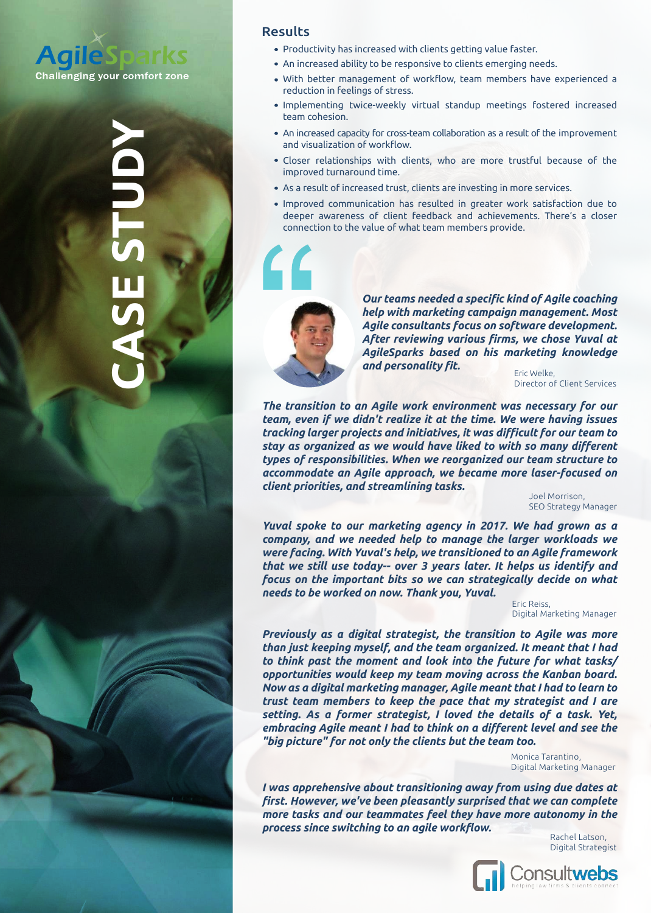AgileSparks

Challenging your comfort zone

CASE STUDY

## Results

- Productivity has increased with clients getting value faster.
- An increased ability to be responsive to clients emerging needs.
- With better management of workflow, team members have experienced a reduction in feelings of stress.
- Implementing twice-weekly virtual standup meetings fostered increased team cohesion.
- An increased capacity for cross-team collaboration as a result of the improvement and visualization of workflow.
- Closer relationships with clients, who are more trustful because of the improved turnaround time.
- As a result of increased trust, clients are investing in more services.
- Improved communication has resulted in greater work satisfaction due to deeper awareness of client feedback and achievements. There's a closer connection to the value of what team members provide.

***Our teams needed a specific kind of Agile coaching help with marketing campaign management. Most Agile consultants focus on software development. After reviewing various firms, we chose Yuval at AgileSparks based on his marketing knowledge and personality fit.***

Eric Welke,
Director of Client Services

***The transition to an Agile work environment was necessary for our team, even if we didn't realize it at the time. We were having issues tracking larger projects and initiatives, it was difficult for our team to stay as organized as we would have liked to with so many different types of responsibilities. When we reorganized our team structure to accommodate an Agile approach, we became more laser-focused on client priorities, and streamlining tasks.***

Joel Morrison,
SEO Strategy Manager

***Yuval spoke to our marketing agency in 2017. We had grown as a company, and we needed help to manage the larger workloads we were facing. With Yuval's help, we transitioned to an Agile framework that we still use today-- over 3 years later. It helps us identify and focus on the important bits so we can strategically decide on what needs to be worked on now. Thank you, Yuval.***

Eric Reiss,
Digital Marketing Manager

***Previously as a digital strategist, the transition to Agile was more than just keeping myself, and the team organized. It meant that I had to think past the moment and look into the future for what tasks/opportunities would keep my team moving across the Kanban board. Now as a digital marketing manager, Agile meant that I had to learn to trust team members to keep the pace that my strategist and I are setting. As a former strategist, I loved the details of a task. Yet, embracing Agile meant I had to think on a different level and see the "big picture" for not only the clients but the team too.***

Monica Tarantino,
Digital Marketing Manager

***I was apprehensive about transitioning away from using due dates at first. However, we've been pleasantly surprised that we can complete more tasks and our teammates feel they have more autonomy in the process since switching to an agile workflow.***

Rachel Latson,
Digital Strategist

Consultwebs

helping law firms & clients connect